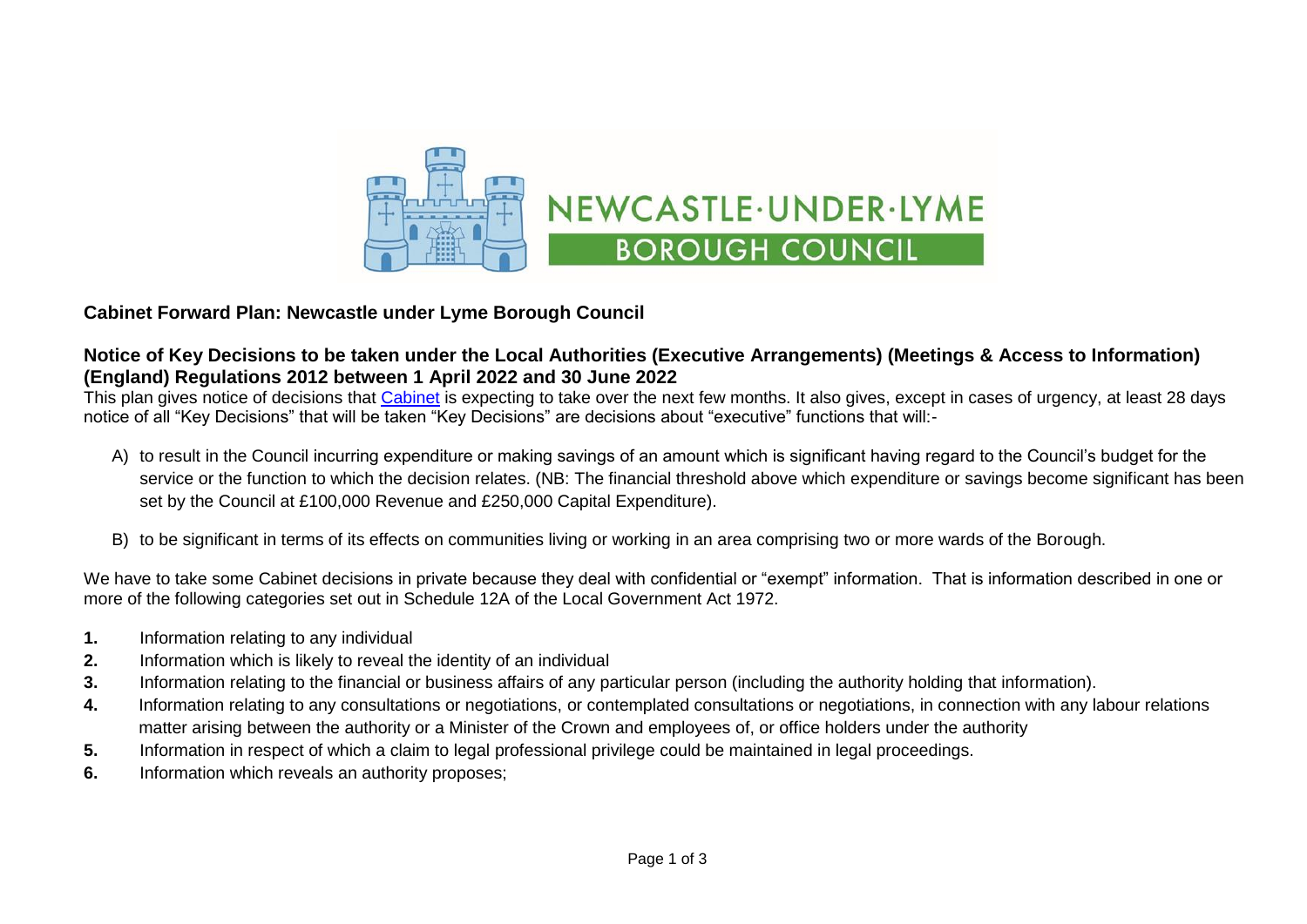NEWCASTLE·UNDER·LYME BOROUGH COUNCIL

## Cabinet Forward Plan: Newcastle under Lyme Borough Council

## Notice of Key Decisions to be taken under the Local Authorities (Executive Arrangements) (Meetings & Access to Information) (England) Regulations 2012 between 1 April 2022 and 30 June 2022

This plan gives notice of decisions that Cabinet is expecting to take over the next few months. It also gives, except in cases of urgency, at least 28 days notice of all "Key Decisions" that will be taken "Key Decisions" are decisions about "executive" functions that will:-

A) to result in the Council incurring expenditure or making savings of an amount which is significant having regard to the Council's budget for the service or the function to which the decision relates. (NB: The financial threshold above which expenditure or savings become significant has been set by the Council at £100,000 Revenue and £250,000 Capital Expenditure).

B) to be significant in terms of its effects on communities living or working in an area comprising two or more wards of the Borough.

We have to take some Cabinet decisions in private because they deal with confidential or "exempt" information. That is information described in one or more of the following categories set out in Schedule 12A of the Local Government Act 1972.

1. Information relating to any individual
2. Information which is likely to reveal the identity of an individual
3. Information relating to the financial or business affairs of any particular person (including the authority holding that information).
4. Information relating to any consultations or negotiations, or contemplated consultations or negotiations, in connection with any labour relations matter arising between the authority or a Minister of the Crown and employees of, or office holders under the authority
5. Information in respect of which a claim to legal professional privilege could be maintained in legal proceedings.
6. Information which reveals an authority proposes;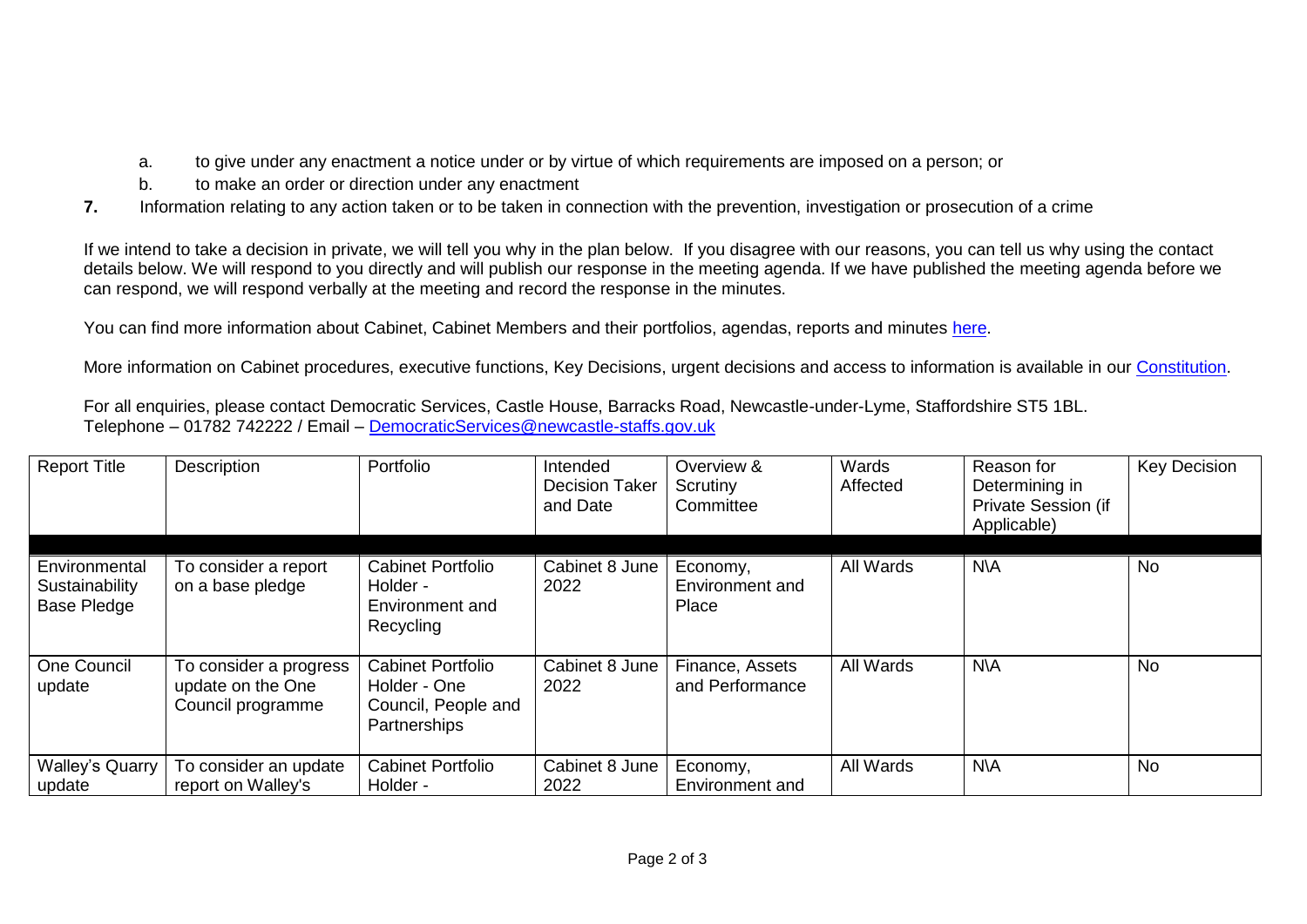a. to give under any enactment a notice under or by virtue of which requirements are imposed on a person; or

b. to make an order or direction under any enactment

**7.** Information relating to any action taken or to be taken in connection with the prevention, investigation or prosecution of a crime

If we intend to take a decision in private, we will tell you why in the plan below. If you disagree with our reasons, you can tell us why using the contact details below. We will respond to you directly and will publish our response in the meeting agenda. If we have published the meeting agenda before we can respond, we will respond verbally at the meeting and record the response in the minutes.

You can find more information about Cabinet, Cabinet Members and their portfolios, agendas, reports and minutes [here](here).

More information on Cabinet procedures, executive functions, Key Decisions, urgent decisions and access to information is available in our [Constitution](Constitution).

For all enquiries, please contact Democratic Services, Castle House, Barracks Road, Newcastle-under-Lyme, Staffordshire ST5 1BL.
Telephone – 01782 742222 / Email – [DemocraticServices@newcastle-staffs.gov.uk](mailto:DemocraticServices@newcastle-staffs.gov.uk)

| Report Title | Description | Portfolio | Intended Decision Taker and Date | Overview & Scrutiny Committee | Wards Affected | Reason for Determining in Private Session (if Applicable) | Key Decision |
|---|---|---|---|---|---|---|---|
| | | | | | | | |
| Environmental Sustainability Base Pledge | To consider a report on a base pledge | Cabinet Portfolio Holder - Environment and Recycling | Cabinet 8 June 2022 | Economy, Environment and Place | All Wards | N\A | No |
| One Council update | To consider a progress update on the One Council programme | Cabinet Portfolio Holder - One Council, People and Partnerships | Cabinet 8 June 2022 | Finance, Assets and Performance | All Wards | N\A | No |
| Walley's Quarry update | To consider an update report on Walley's | Cabinet Portfolio Holder - | Cabinet 8 June 2022 | Economy, Environment and | All Wards | N\A | No |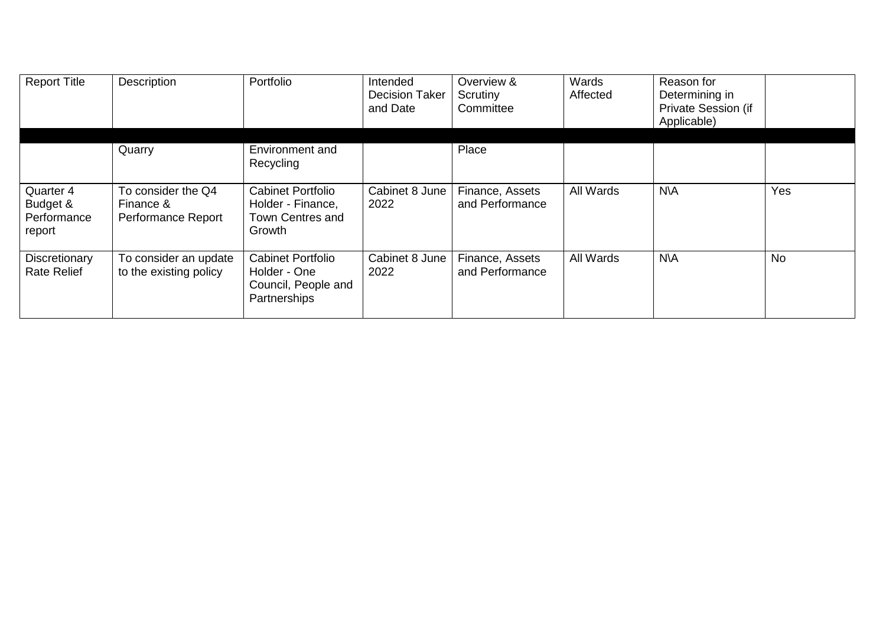| Report Title | Description | Portfolio | Intended Decision Taker and Date | Overview & Scrutiny Committee | Wards Affected | Reason for Determining in Private Session (if Applicable) | |
|---|---|---|---|---|---|---|---|
| | | | | | | | |
| | Quarry | Environment and Recycling | | Place | | | |
| Quarter 4 Budget & Performance report | To consider the Q4 Finance & Performance Report | Cabinet Portfolio Holder - Finance, Town Centres and Growth | Cabinet 8 June 2022 | Finance, Assets and Performance | All Wards | N\A | Yes |
| Discretionary Rate Relief | To consider an update to the existing policy | Cabinet Portfolio Holder - One Council, People and Partnerships | Cabinet 8 June 2022 | Finance, Assets and Performance | All Wards | N\A | No |